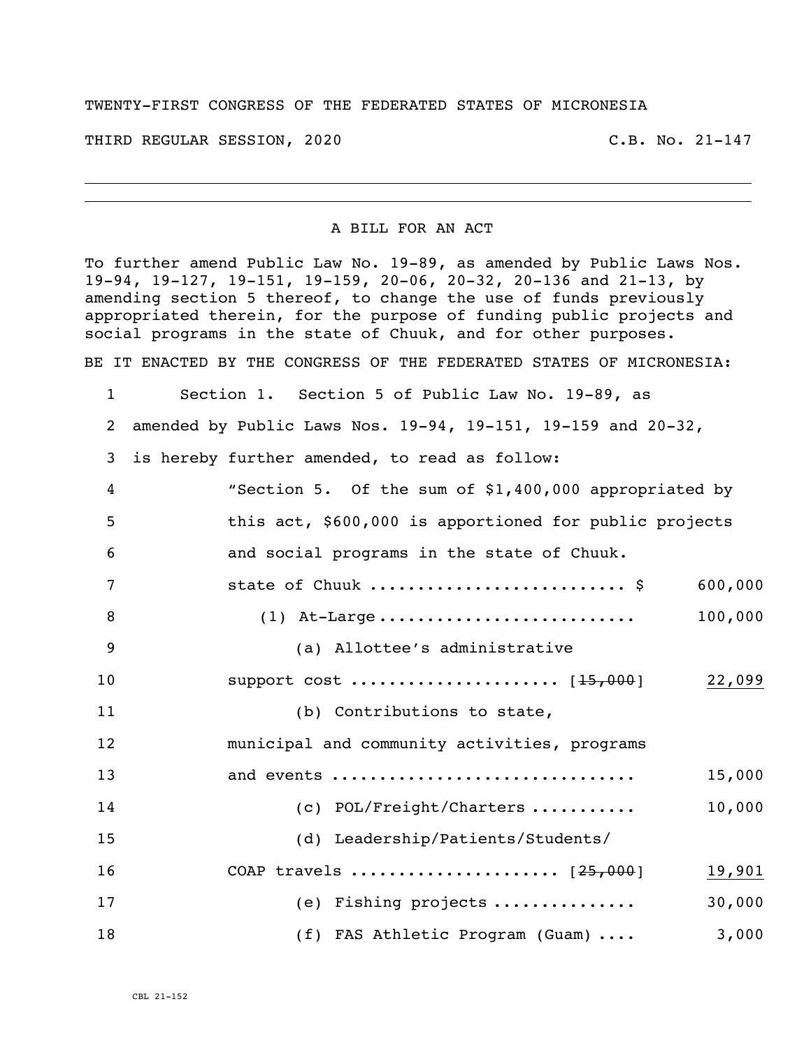TWENTY-FIRST CONGRESS OF THE FEDERATED STATES OF MICRONESIA

THIRD REGULAR SESSION, 2020 C.B. No. 21-147

---

A BILL FOR AN ACT

To further amend Public Law No. 19-89, as amended by Public Laws Nos. 19-94, 19-127, 19-151, 19-159, 20-06, 20-32, 20-136 and 21-13, by amending section 5 thereof, to change the use of funds previously appropriated therein, for the purpose of funding public projects and social programs in the state of Chuuk, and for other purposes.

BE IT ENACTED BY THE CONGRESS OF THE FEDERATED STATES OF MICRONESIA:

1 Section 1. Section 5 of Public Law No. 19-89, as
2 amended by Public Laws Nos. 19-94, 19-151, 19-159 and 20-32,
3 is hereby further amended, to read as follow:
4 "Section 5. Of the sum of $1,400,000 appropriated by
5 this act, $600,000 is apportioned for public projects
6 and social programs in the state of Chuuk.
7 state of Chuuk .......................... $ 600,000
8 (1) At-Large .......................... 100,000
9 (a) Allottee's administrative
10 support cost ..................... [~~15,000~~] <u>22,099</u>
11 (b) Contributions to state,
12 municipal and community activities, programs
13 and events .............................. 15,000
14 (c) POL/Freight/Charters ........... 10,000
15 (d) Leadership/Patients/Students/
16 COAP travels ..................... [~~25,000~~] <u>19,901</u>
17 (e) Fishing projects ............... 30,000
18 (f) FAS Athletic Program (Guam) .... 3,000

CBL 21-152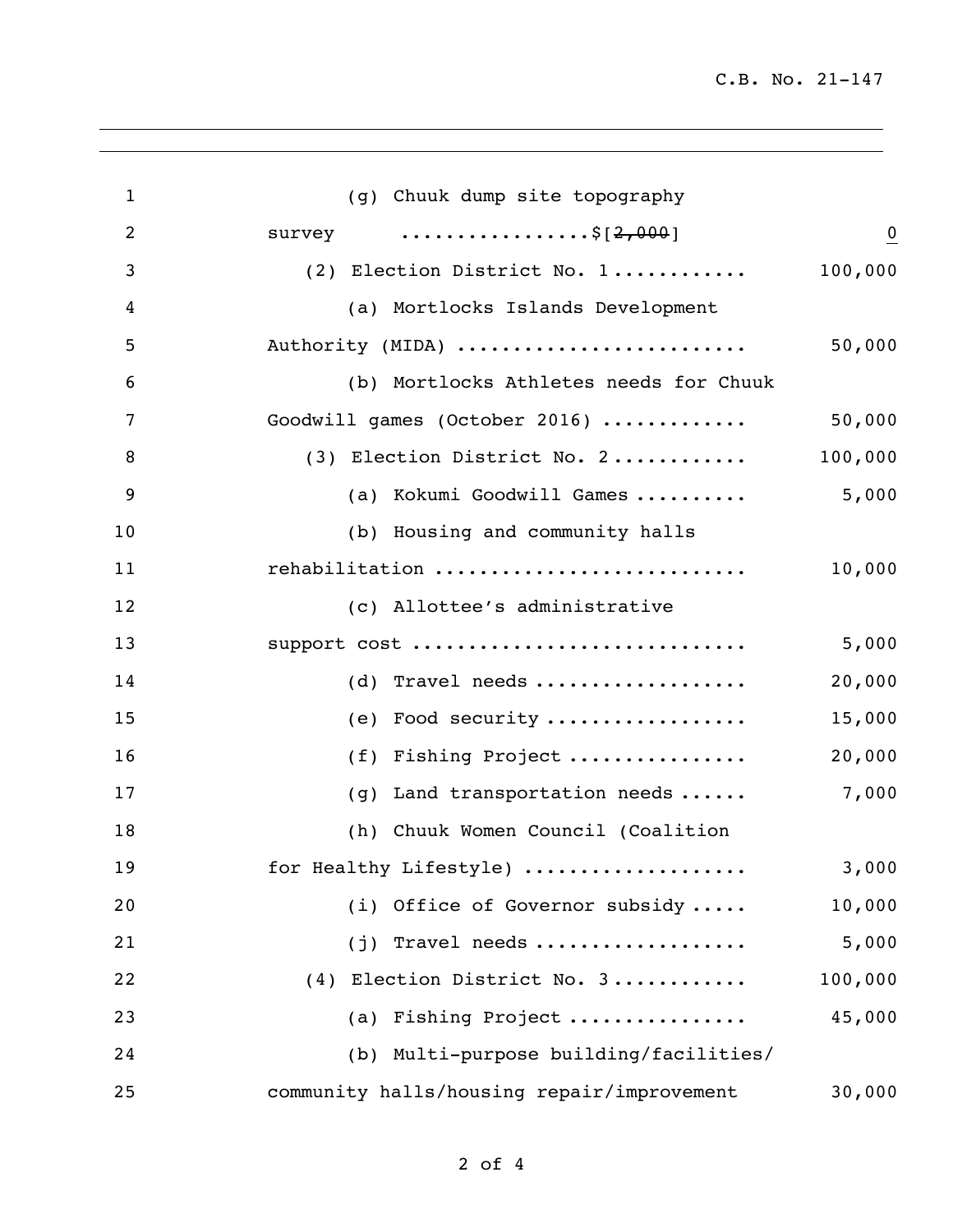(g) Chuuk dump site topography survey .................$[~~2,000~~] 0

(2) Election District No. 1 ............ 100,000

(a) Mortlocks Islands Development Authority (MIDA) .......................... 50,000

(b) Mortlocks Athletes needs for Chuuk Goodwill games (October 2016) ............. 50,000

(3) Election District No. 2 ............ 100,000

(a) Kokumi Goodwill Games .......... 5,000

(b) Housing and community halls rehabilitation ........................... 10,000

(c) Allottee's administrative support cost ............................. 5,000

(d) Travel needs .................. 20,000

(e) Food security .................. 15,000

(f) Fishing Project ................ 20,000

(g) Land transportation needs ...... 7,000

(h) Chuuk Women Council (Coalition for Healthy Lifestyle) ................... 3,000

(i) Office of Governor subsidy ..... 10,000

(j) Travel needs ................... 5,000

(4) Election District No. 3 ............ 100,000

(a) Fishing Project ................ 45,000

(b) Multi-purpose building/facilities/ community halls/housing repair/improvement 30,000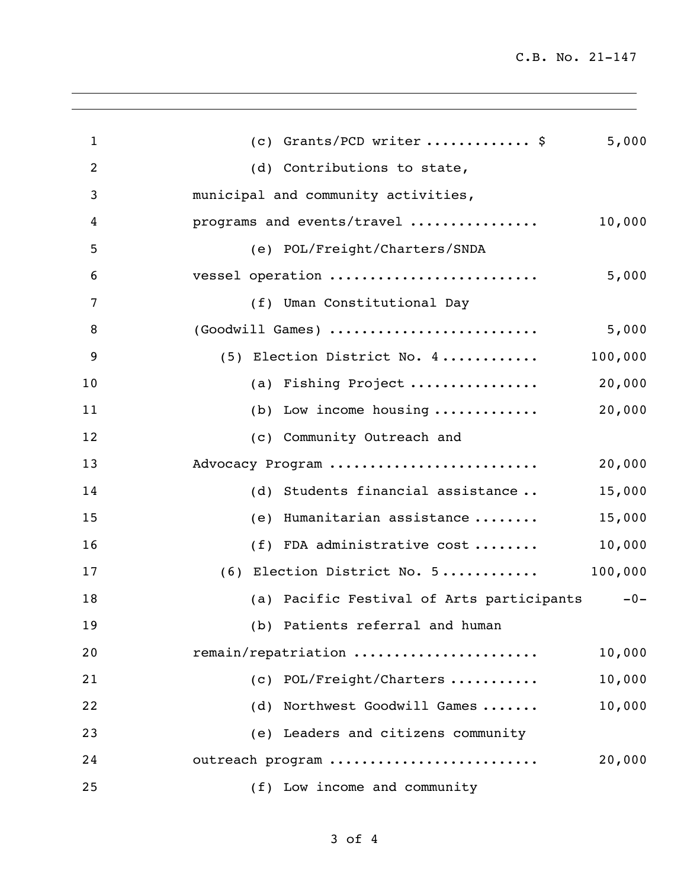(c) Grants/PCD writer ............ $ 5,000

(d) Contributions to state, municipal and community activities, programs and events/travel ............... 10,000

(e) POL/Freight/Charters/SNDA vessel operation ......................... 5,000

(f) Uman Constitutional Day (Goodwill Games) ......................... 5,000

(5) Election District No. 4 ........... 100,000

(a) Fishing Project ............... 20,000

(b) Low income housing ............ 20,000

(c) Community Outreach and Advocacy Program ......................... 20,000

(d) Students financial assistance .. 15,000

(e) Humanitarian assistance ........ 15,000

(f) FDA administrative cost ........ 10,000

(6) Election District No. 5 ........... 100,000

(a) Pacific Festival of Arts participants -0-

(b) Patients referral and human remain/repatriation ...................... 10,000

(c) POL/Freight/Charters .......... 10,000

(d) Northwest Goodwill Games ....... 10,000

(e) Leaders and citizens community outreach program ........................ 20,000

(f) Low income and community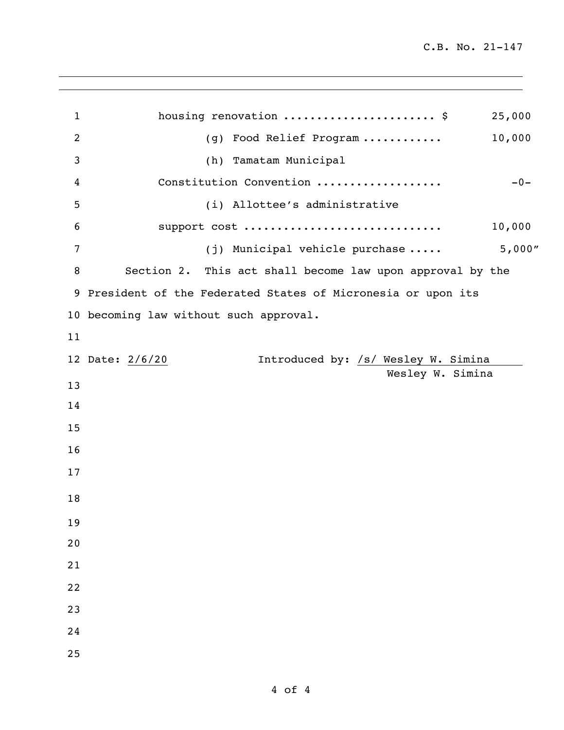housing renovation ...................... $ 25,000

(g) Food Relief Program ........... 10,000

(h) Tamatam Municipal

Constitution Convention .................. -0-

(i) Allottee's administrative

support cost ............................ 10,000

(j) Municipal vehicle purchase ..... 5,000"

Section 2. This act shall become law upon approval by the President of the Federated States of Micronesia or upon its becoming law without such approval.

Date: 2/6/20 Introduced by: /s/ Wesley W. Simina

Wesley W. Simina